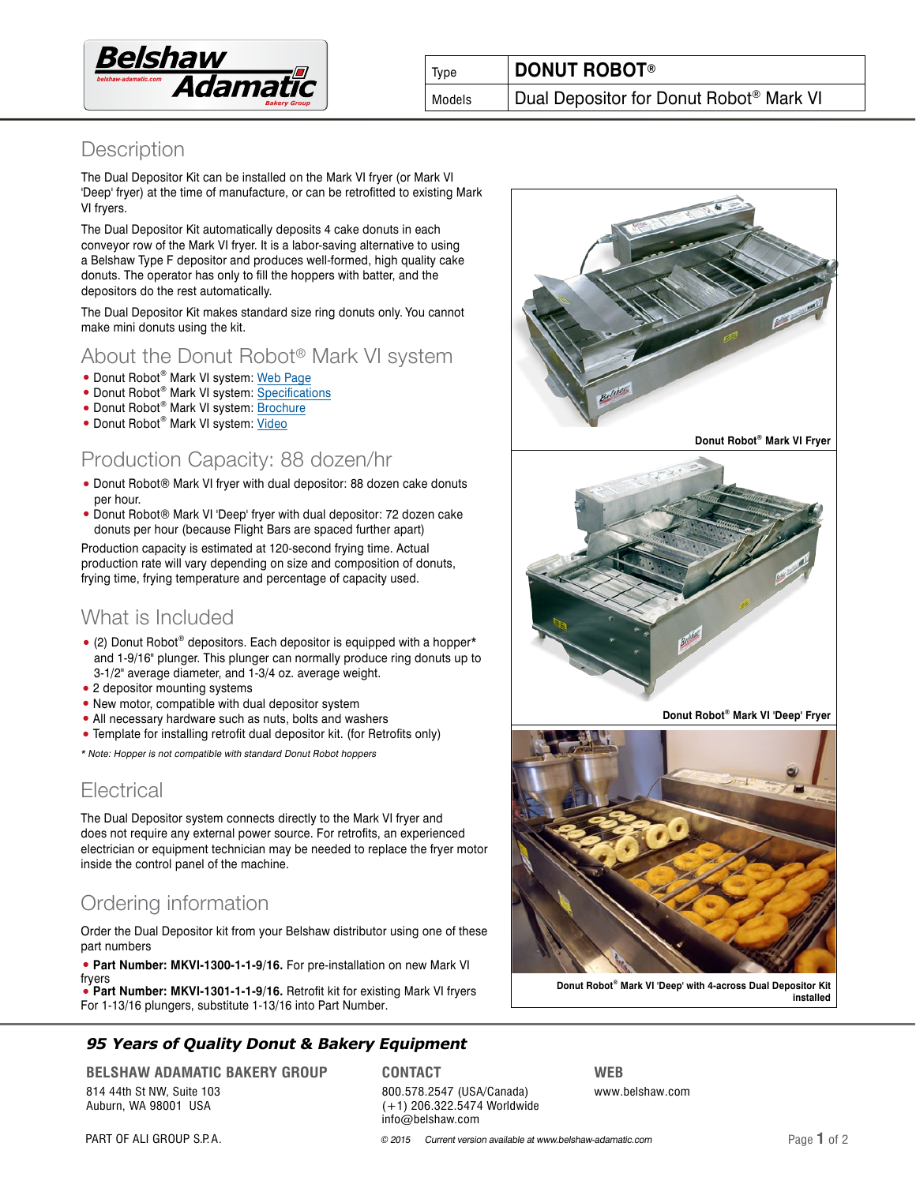| Type | DONUT ROBOT® |
| --- | --- |
| Models | Dual Depositor for Donut Robot® Mark VI |

## Description

The Dual Depositor Kit can be installed on the Mark VI fryer (or Mark VI 'Deep' fryer) at the time of manufacture, or can be retrofitted to existing Mark VI fryers.

The Dual Depositor Kit automatically deposits 4 cake donuts in each conveyor row of the Mark VI fryer. It is a labor-saving alternative to using a Belshaw Type F depositor and produces well-formed, high quality cake donuts. The operator has only to fill the hoppers with batter, and the depositors do the rest automatically.

The Dual Depositor Kit makes standard size ring donuts only. You cannot make mini donuts using the kit.

## About the Donut Robot® Mark VI system

- Donut Robot® Mark VI system: Web Page
- Donut Robot® Mark VI system: Specifications
- Donut Robot® Mark VI system: Brochure
- Donut Robot® Mark VI system: Video

## Production Capacity: 88 dozen/hr

- Donut Robot® Mark VI fryer with dual depositor: 88 dozen cake donuts per hour.
- Donut Robot® Mark VI 'Deep' fryer with dual depositor: 72 dozen cake donuts per hour (because Flight Bars are spaced further apart)

Production capacity is estimated at 120-second frying time. Actual production rate will vary depending on size and composition of donuts, frying time, frying temperature and percentage of capacity used.

## What is Included

- (2) Donut Robot® depositors. Each depositor is equipped with a hopper* and 1-9/16" plunger. This plunger can normally produce ring donuts up to 3-1/2" average diameter, and 1-3/4 oz. average weight.
- 2 depositor mounting systems
- New motor, compatible with dual depositor system
- All necessary hardware such as nuts, bolts and washers
- Template for installing retrofit dual depositor kit. (for Retrofits only)

*\* Note: Hopper is not compatible with standard Donut Robot hoppers*

## Electrical

The Dual Depositor system connects directly to the Mark VI fryer and does not require any external power source. For retrofits, an experienced electrician or equipment technician may be needed to replace the fryer motor inside the control panel of the machine.

## Ordering information

Order the Dual Depositor kit from your Belshaw distributor using one of these part numbers

- **Part Number: MKVI-1300-1-1-9/16.** For pre-installation on new Mark VI fryers
- **Part Number: MKVI-1301-1-1-9/16.** Retrofit kit for existing Mark VI fryers

For 1-13/16 plungers, substitute 1-13/16 into Part Number.

**Donut Robot® Mark VI Fryer**

**Donut Robot® Mark VI 'Deep' Fryer**

**Donut Robot® Mark VI 'Deep' with 4-across Dual Depositor Kit installed**

***95 Years of Quality Donut & Bakery Equipment***

**BELSHAW ADAMATIC BAKERY GROUP**
814 44th St NW, Suite 103
Auburn, WA 98001 USA

**CONTACT**
800.578.2547 (USA/Canada)
(+1) 206.322.5474 Worldwide
info@belshaw.com

**WEB**
www.belshaw.com

PART OF ALI GROUP S.P.A.

*© 2015 Current version available at www.belshaw-adamatic.com*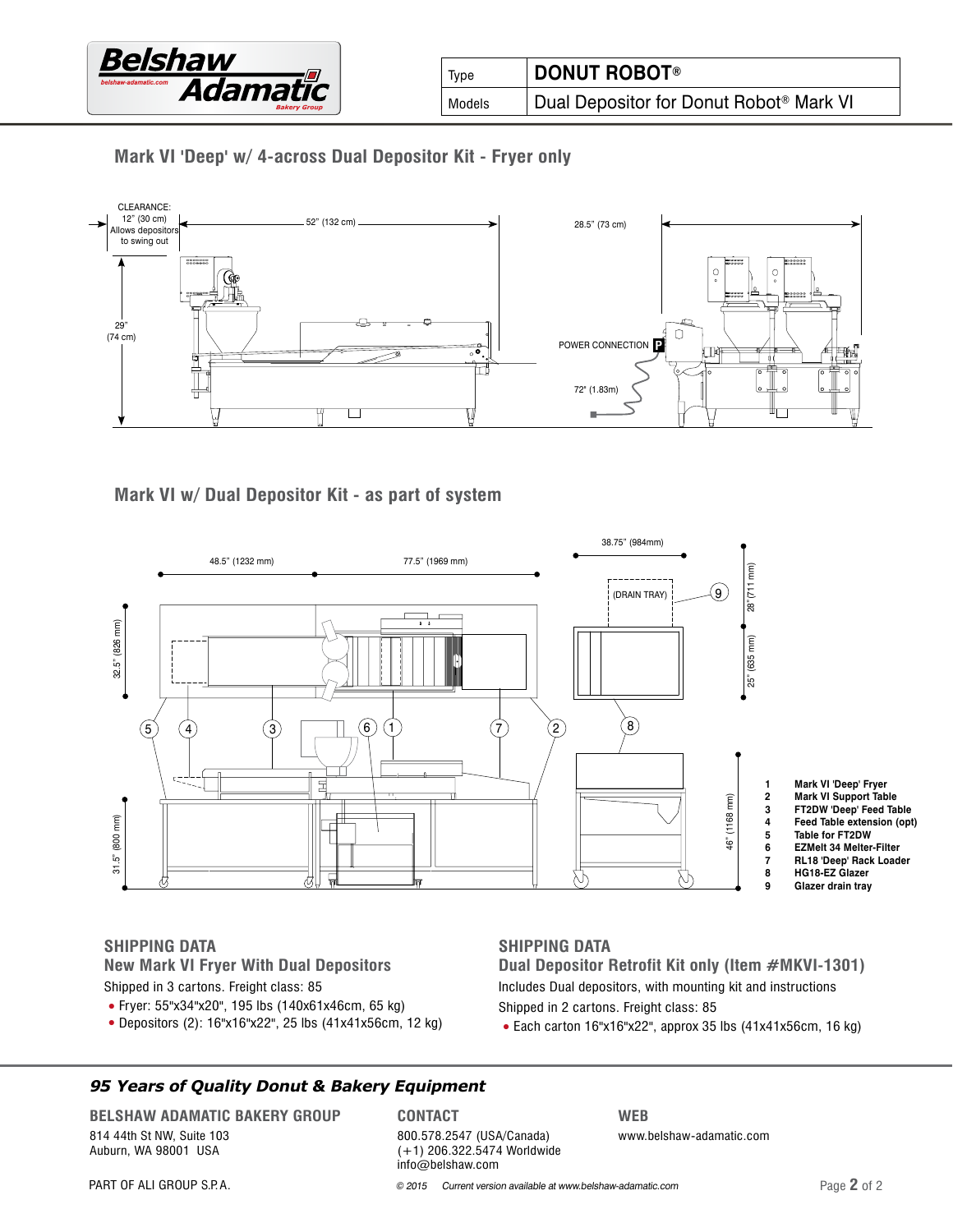| Type | DONUT ROBOT® |
| --- | --- |
| Models | Dual Depositor for Donut Robot® Mark VI |

## Mark VI 'Deep' w/ 4-across Dual Depositor Kit - Fryer only

CLEARANCE:
12" (30 cm)
Allows depositors to swing out

52" (132 cm)

28.5" (73 cm)

29"
(74 cm)

POWER CONNECTION P

72" (1.83m)

## Mark VI w/ Dual Depositor Kit - as part of system

48.5" (1232 mm)

77.5" (1969 mm)

38.75" (984mm)

(DRAIN TRAY)

28" (711 mm)

32.5" (826 mm)

25" (635 mm)

46" (1168 mm)

31.5" (800 mm)

1 Mark VI 'Deep' Fryer
2 Mark VI Support Table
3 FT2DW 'Deep' Feed Table
4 Feed Table extension (opt)
5 Table for FT2DW
6 EZMelt 34 Melter-Filter
7 RL18 'Deep' Rack Loader
8 HG18-EZ Glazer
9 Glazer drain tray

### SHIPPING DATA
### New Mark VI Fryer With Dual Depositors

Shipped in 3 cartons. Freight class: 85

- Fryer: 55"x34"x20", 195 lbs (140x61x46cm, 65 kg)
- Depositors (2): 16"x16"x22", 25 lbs (41x41x56cm, 12 kg)

### SHIPPING DATA
### Dual Depositor Retrofit Kit only (Item #MKVI-1301)

Includes Dual depositors, with mounting kit and instructions

Shipped in 2 cartons. Freight class: 85

- Each carton 16"x16"x22", approx 35 lbs (41x41x56cm, 16 kg)

***95 Years of Quality Donut & Bakery Equipment***

**BELSHAW ADAMATIC BAKERY GROUP**
814 44th St NW, Suite 103
Auburn, WA 98001 USA

**CONTACT**
800.578.2547 (USA/Canada)
(+1) 206.322.5474 Worldwide
info@belshaw.com

**WEB**
www.belshaw-adamatic.com

PART OF ALI GROUP S.P.A.

*© 2015 Current version available at www.belshaw-adamatic.com*